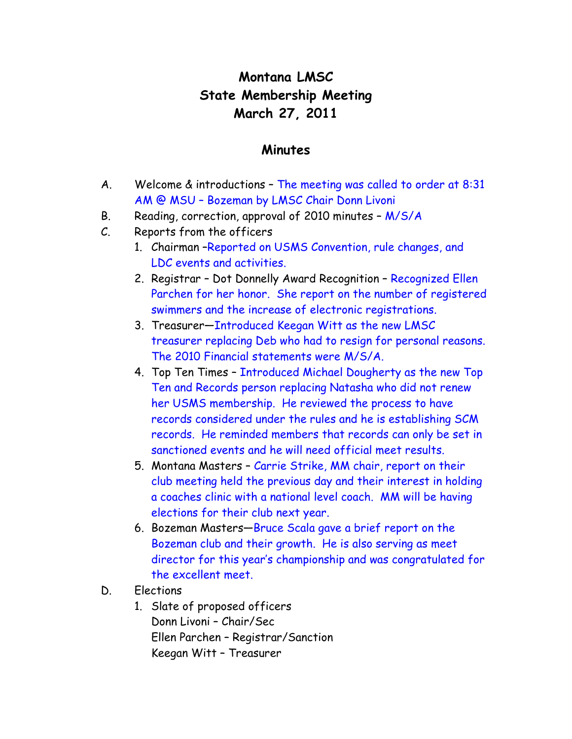# Montana LMSC
# State Membership Meeting
# March 27, 2011

## Minutes

A. Welcome & introductions – The meeting was called to order at 8:31 AM @ MSU – Bozeman by LMSC Chair Donn Livoni

B. Reading, correction, approval of 2010 minutes – M/S/A

C. Reports from the officers

1. Chairman –Reported on USMS Convention, rule changes, and LDC events and activities.
2. Registrar – Dot Donnelly Award Recognition – Recognized Ellen Parchen for her honor. She report on the number of registered swimmers and the increase of electronic registrations.
3. Treasurer—Introduced Keegan Witt as the new LMSC treasurer replacing Deb who had to resign for personal reasons. The 2010 Financial statements were M/S/A.
4. Top Ten Times – Introduced Michael Dougherty as the new Top Ten and Records person replacing Natasha who did not renew her USMS membership. He reviewed the process to have records considered under the rules and he is establishing SCM records. He reminded members that records can only be set in sanctioned events and he will need official meet results.
5. Montana Masters – Carrie Strike, MM chair, report on their club meeting held the previous day and their interest in holding a coaches clinic with a national level coach. MM will be having elections for their club next year.
6. Bozeman Masters—Bruce Scala gave a brief report on the Bozeman club and their growth. He is also serving as meet director for this year's championship and was congratulated for the excellent meet.

D. Elections

1. Slate of proposed officers
   Donn Livoni – Chair/Sec
   Ellen Parchen – Registrar/Sanction
   Keegan Witt – Treasurer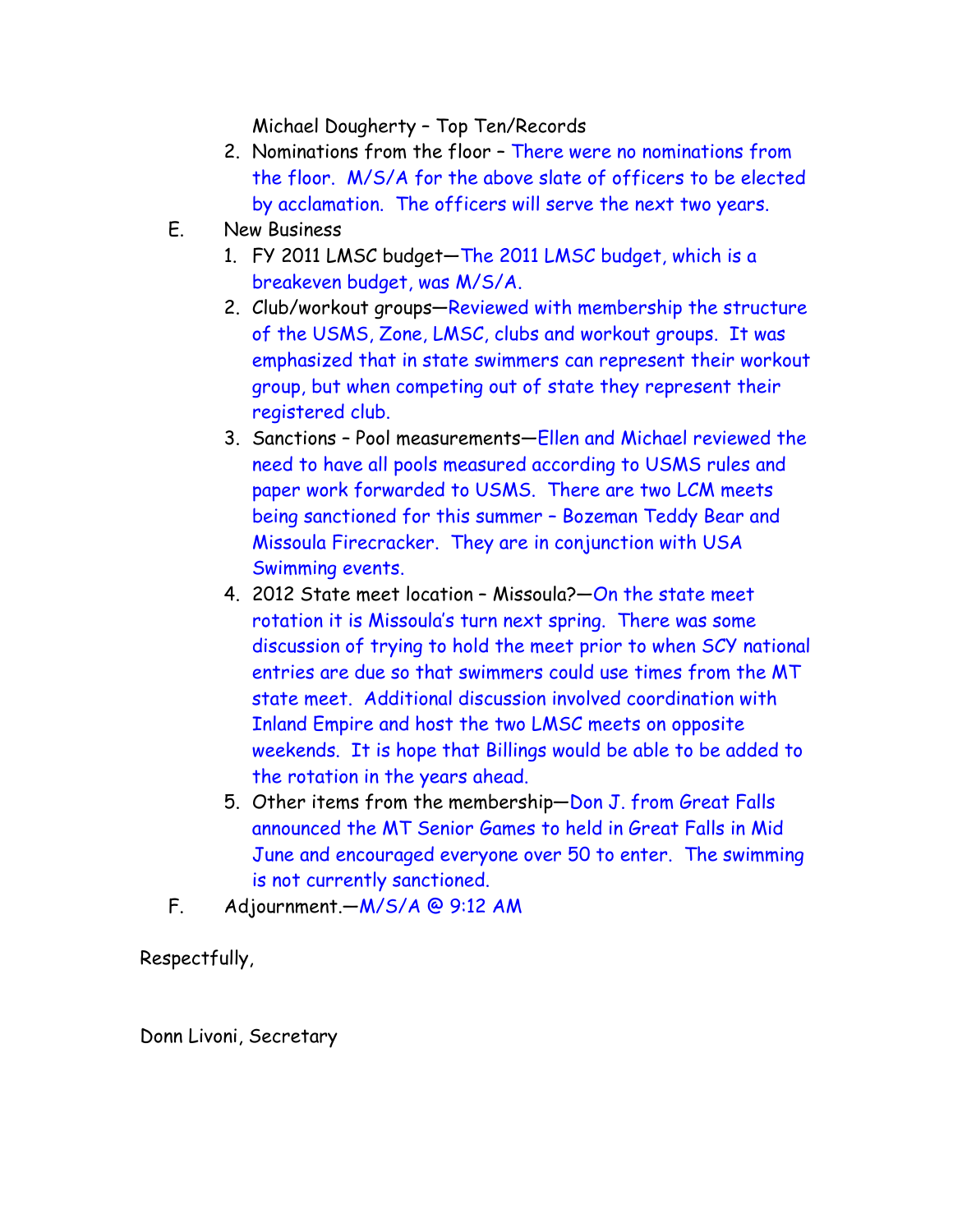Michael Dougherty – Top Ten/Records

2. Nominations from the floor – There were no nominations from the floor. M/S/A for the above slate of officers to be elected by acclamation. The officers will serve the next two years.

E. New Business

1. FY 2011 LMSC budget—The 2011 LMSC budget, which is a breakeven budget, was M/S/A.
2. Club/workout groups—Reviewed with membership the structure of the USMS, Zone, LMSC, clubs and workout groups. It was emphasized that in state swimmers can represent their workout group, but when competing out of state they represent their registered club.
3. Sanctions – Pool measurements—Ellen and Michael reviewed the need to have all pools measured according to USMS rules and paper work forwarded to USMS. There are two LCM meets being sanctioned for this summer – Bozeman Teddy Bear and Missoula Firecracker. They are in conjunction with USA Swimming events.
4. 2012 State meet location – Missoula?—On the state meet rotation it is Missoula's turn next spring. There was some discussion of trying to hold the meet prior to when SCY national entries are due so that swimmers could use times from the MT state meet. Additional discussion involved coordination with Inland Empire and host the two LMSC meets on opposite weekends. It is hope that Billings would be able to be added to the rotation in the years ahead.
5. Other items from the membership—Don J. from Great Falls announced the MT Senior Games to held in Great Falls in Mid June and encouraged everyone over 50 to enter. The swimming is not currently sanctioned.

F. Adjournment.—M/S/A @ 9:12 AM

Respectfully,

Donn Livoni, Secretary